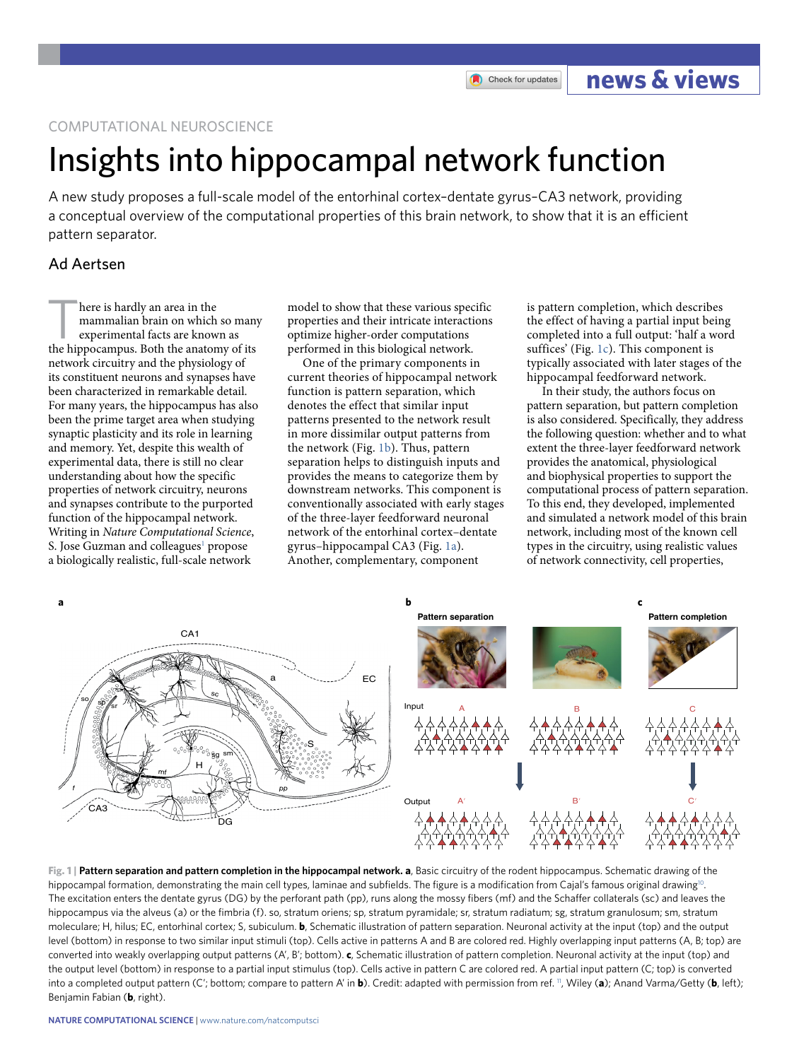COMPUTATIONAL NEUROSCIENCE

# Insights into hippocampal network function

A new study proposes a full-scale model of the entorhinal cortex–dentate gyrus–CA3 network, providing a conceptual overview of the computational properties of this brain network, to show that it is an efficient pattern separator.

## Ad Aertsen

There is hardly an area in the mammalian brain on which so many experimental facts are known as the hippocampus. Both the anatomy of its network circuitry and the physiology of its constituent neurons and synapses have been characterized in remarkable detail. For many years, the hippocampus has also been the prime target area when studying synaptic plasticity and its role in learning and memory. Yet, despite this wealth of experimental data, there is still no clear understanding about how the specific properties of network circuitry, neurons and synapses contribute to the purported function of the hippocampal network. Writing in *Nature Computational Science*, S. Jose Guzman and colleagues[1] propose a biologically realistic, full-scale network model to show that these various specific properties and their intricate interactions optimize higher-order computations performed in this biological network.

One of the primary components in current theories of hippocampal network function is pattern separation, which denotes the effect that similar input patterns presented to the network result in more dissimilar output patterns from the network (Fig. 1b). Thus, pattern separation helps to distinguish inputs and provides the means to categorize them by downstream networks. This component is conventionally associated with early stages of the three-layer feedforward neuronal network of the entorhinal cortex–dentate gyrus–hippocampal CA3 (Fig. 1a). Another, complementary, component is pattern completion, which describes the effect of having a partial input being completed into a full output: 'half a word suffices' (Fig. 1c). This component is typically associated with later stages of the hippocampal feedforward network.

In their study, the authors focus on pattern separation, but pattern completion is also considered. Specifically, they address the following question: whether and to what extent the three-layer feedforward network provides the anatomical, physiological and biophysical properties to support the computational process of pattern separation. To this end, they developed, implemented and simulated a network model of this brain network, including most of the known cell types in the circuitry, using realistic values of network connectivity, cell properties,

**Fig. 1 | Pattern separation and pattern completion in the hippocampal network. a**, Basic circuitry of the rodent hippocampus. Schematic drawing of the hippocampal formation, demonstrating the main cell types, laminae and subfields. The figure is a modification from Cajal's famous original drawing[10]. The excitation enters the dentate gyrus (DG) by the perforant path (pp), runs along the mossy fibers (mf) and the Schaffer collaterals (sc) and leaves the hippocampus via the alveus (a) or the fimbria (f). so, stratum oriens; sp, stratum pyramidale; sr, stratum radiatum; sg, stratum granulosum; sm, stratum moleculare; H, hilus; EC, entorhinal cortex; S, subiculum. **b**, Schematic illustration of pattern separation. Neuronal activity at the input (top) and the output level (bottom) in response to two similar input stimuli (top). Cells active in patterns A and B are colored red. Highly overlapping input patterns (A, B; top) are converted into weakly overlapping output patterns (A′, B′; bottom). **c**, Schematic illustration of pattern completion. Neuronal activity at the input (top) and the output level (bottom) in response to a partial input stimulus (top). Cells active in pattern C are colored red. A partial input pattern (C; top) is converted into a completed output pattern (C′; bottom; compare to pattern A′ in **b**). Credit: adapted with permission from ref. [11], Wiley (**a**); Anand Varma/Getty (**b**, left); Benjamin Fabian (**b**, right).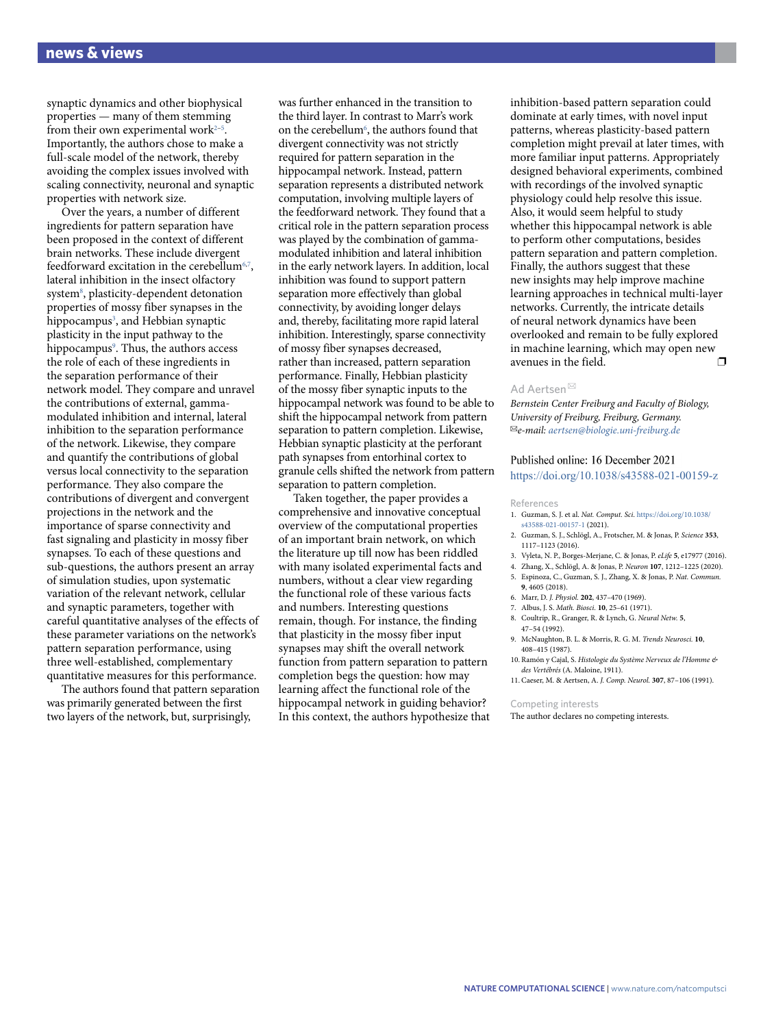synaptic dynamics and other biophysical properties — many of them stemming from their own experimental work[2–5]. Importantly, the authors chose to make a full-scale model of the network, thereby avoiding the complex issues involved with scaling connectivity, neuronal and synaptic properties with network size.

Over the years, a number of different ingredients for pattern separation have been proposed in the context of different brain networks. These include divergent feedforward excitation in the cerebellum[6,7], lateral inhibition in the insect olfactory system[8], plasticity-dependent detonation properties of mossy fiber synapses in the hippocampus[3], and Hebbian synaptic plasticity in the input pathway to the hippocampus[9]. Thus, the authors access the role of each of these ingredients in the separation performance of their network model. They compare and unravel the contributions of external, gamma-modulated inhibition and internal, lateral inhibition to the separation performance of the network. Likewise, they compare and quantify the contributions of global versus local connectivity to the separation performance. They also compare the contributions of divergent and convergent projections in the network and the importance of sparse connectivity and fast signaling and plasticity in mossy fiber synapses. To each of these questions and sub-questions, the authors present an array of simulation studies, upon systematic variation of the relevant network, cellular and synaptic parameters, together with careful quantitative analyses of the effects of these parameter variations on the network's pattern separation performance, using three well-established, complementary quantitative measures for this performance.

The authors found that pattern separation was primarily generated between the first two layers of the network, but, surprisingly, was further enhanced in the transition to the third layer. In contrast to Marr's work on the cerebellum[6], the authors found that divergent connectivity was not strictly required for pattern separation in the hippocampal network. Instead, pattern separation represents a distributed network computation, involving multiple layers of the feedforward network. They found that a critical role in the pattern separation process was played by the combination of gamma-modulated inhibition and lateral inhibition in the early network layers. In addition, local inhibition was found to support pattern separation more effectively than global connectivity, by avoiding longer delays and, thereby, facilitating more rapid lateral inhibition. Interestingly, sparse connectivity of mossy fiber synapses decreased, rather than increased, pattern separation performance. Finally, Hebbian plasticity of the mossy fiber synaptic inputs to the hippocampal network was found to be able to shift the hippocampal network from pattern separation to pattern completion. Likewise, Hebbian synaptic plasticity at the perforant path synapses from entorhinal cortex to granule cells shifted the network from pattern separation to pattern completion.

Taken together, the paper provides a comprehensive and innovative conceptual overview of the computational properties of an important brain network, on which the literature up till now has been riddled with many isolated experimental facts and numbers, without a clear view regarding the functional role of these various facts and numbers. Interesting questions remain, though. For instance, the finding that plasticity in the mossy fiber input synapses may shift the overall network function from pattern separation to pattern completion begs the question: how may learning affect the functional role of the hippocampal network in guiding behavior? In this context, the authors hypothesize that inhibition-based pattern separation could dominate at early times, with novel input patterns, whereas plasticity-based pattern completion might prevail at later times, with more familiar input patterns. Appropriately designed behavioral experiments, combined with recordings of the involved synaptic physiology could help resolve this issue. Also, it would seem helpful to study whether this hippocampal network is able to perform other computations, besides pattern separation and pattern completion. Finally, the authors suggest that these new insights may help improve machine learning approaches in technical multi-layer networks. Currently, the intricate details of neural network dynamics have been overlooked and remain to be fully explored in machine learning, which may open new avenues in the field. ❒

Ad Aertsen ✉

*Bernstein Center Freiburg and Faculty of Biology, University of Freiburg, Freiburg, Germany.*
✉*e-mail: aertsen@biologie.uni-freiburg.de*

Published online: 16 December 2021
https://doi.org/10.1038/s43588-021-00159-z

References

1. Guzman, S. J. et al. *Nat. Comput. Sci.* https://doi.org/10.1038/s43588-021-00157-1 (2021).
2. Guzman, S. J., Schlögl, A., Frotscher, M. & Jonas, P. *Science* **353**, 1117–1123 (2016).
3. Vyleta, N. P., Borges-Merjane, C. & Jonas, P. *eLife* **5**, e17977 (2016).
4. Zhang, X., Schlögl, A. & Jonas, P. *Neuron* **107**, 1212–1225 (2020).
5. Espinoza, C., Guzman, S. J., Zhang, X. & Jonas, P. *Nat. Commun.* **9**, 4605 (2018).
6. Marr, D. *J. Physiol.* **202**, 437–470 (1969).
7. Albus, J. S. *Math. Biosci.* **10**, 25–61 (1971).
8. Coultrip, R., Granger, R. & Lynch, G. *Neural Netw.* **5**, 47–54 (1992).
9. McNaughton, B. L. & Morris, R. G. M. *Trends Neurosci.* **10**, 408–415 (1987).
10. Ramón y Cajal, S. *Histologie du Système Nerveux de l'Homme & des Vertébrés* (A. Maloine, 1911).
11. Caeser, M. & Aertsen, A. *J. Comp. Neurol.* **307**, 87–106 (1991).

Competing interests

The author declares no competing interests.